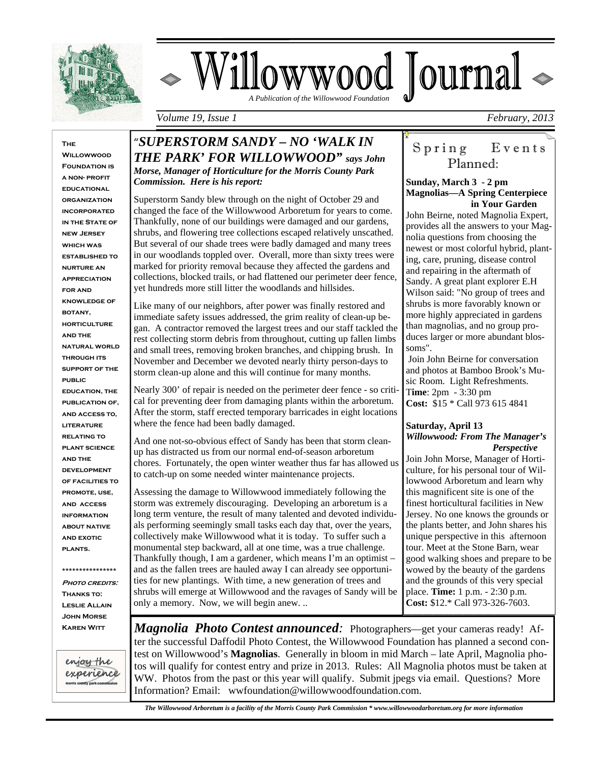# Willowwood Journal

*A Publication of the Willowwood Foundation*

*Volume 19, Issue 1* — *February, 2013*

## "SUPERSTORM SANDY – NO 'WALK IN THE PARK' FOR WILLOWWOOD" *says John Morse, Manager of Horticulture for the Morris County Park Commission. Here is his report:*

Superstorm Sandy blew through on the night of October 29 and changed the face of the Willowwood Arboretum for years to come. Thankfully, none of our buildings were damaged and our gardens, shrubs, and flowering tree collections escaped relatively unscathed. But several of our shade trees were badly damaged and many trees in our woodlands toppled over. Overall, more than sixty trees were marked for priority removal because they affected the gardens and collections, blocked trails, or had flattened our perimeter deer fence, yet hundreds more still litter the woodlands and hillsides.

Like many of our neighbors, after power was finally restored and immediate safety issues addressed, the grim reality of clean-up began. A contractor removed the largest trees and our staff tackled the rest collecting storm debris from throughout, cutting up fallen limbs and small trees, removing broken branches, and chipping brush. In November and December we devoted nearly thirty person-days to storm clean-up alone and this will continue for many months.

Nearly 300' of repair is needed on the perimeter deer fence - so critical for preventing deer from damaging plants within the arboretum. After the storm, staff erected temporary barricades in eight locations where the fence had been badly damaged.

And one not-so-obvious effect of Sandy has been that storm clean-up has distracted us from our normal end-of-season arboretum chores. Fortunately, the open winter weather thus far has allowed us to catch-up on some needed winter maintenance projects.

Assessing the damage to Willowwood immediately following the storm was extremely discouraging. Developing an arboretum is a long term venture, the result of many talented and devoted individuals performing seemingly small tasks each day that, over the years, collectively make Willowwood what it is today. To suffer such a monumental step backward, all at one time, was a true challenge. Thankfully though, I am a gardener, which means I'm an optimist – and as the fallen trees are hauled away I can already see opportunities for new plantings. With time, a new generation of trees and shrubs will emerge at Willowwood and the ravages of Sandy will be only a memory. Now, we will begin anew. ..

## Spring Events Planned:

**Sunday, March 3 - 2 pm**
**Magnolias—A Spring Centerpiece in Your Garden**

John Beirne, noted Magnolia Expert, provides all the answers to your Magnolia questions from choosing the newest or most colorful hybrid, planting, care, pruning, disease control and repairing in the aftermath of Sandy. A great plant explorer E.H Wilson said: "No group of trees and shrubs is more favorably known or more highly appreciated in gardens than magnolias, and no group produces larger or more abundant blossoms".

Join John Beirne for conversation and photos at Bamboo Brook's Music Room. Light Refreshments.
**Time**: 2pm - 3:30 pm
**Cost:** $15 * Call 973 615 4841

**Saturday, April 13**
***Willowwood: From The Manager's Perspective***

Join John Morse, Manager of Horticulture, for his personal tour of Willowwood Arboretum and learn why this magnificent site is one of the finest horticultural facilities in New Jersey. No one knows the grounds or the plants better, and John shares his unique perspective in this afternoon tour. Meet at the Stone Barn, wear good walking shoes and prepare to be wowed by the beauty of the gardens and the grounds of this very special place. **Time:** 1 p.m. - 2:30 p.m. **Cost:** $12.* Call 973-326-7603.

***Magnolia Photo Contest announced:*** Photographers—get your cameras ready! After the successful Daffodil Photo Contest, the Willowwood Foundation has planned a second contest on Willowwood's **Magnolias**. Generally in bloom in mid March – late April, Magnolia photos will qualify for contest entry and prize in 2013. Rules: All Magnolia photos must be taken at WW. Photos from the past or this year will qualify. Submit jpegs via email. Questions? More Information? Email: wwfoundation@willowwoodfoundation.com.

The Willowwood Foundation is a non-profit educational organization incorporated in the State of New Jersey which was established to nurture an appreciation for and knowledge of botany, horticulture and the natural world through its support of the public education, the publication of, and access to, literature relating to plant science and the development of facilities to promote, use, and access information about native and exotic plants.

\*\*\*\*\*\*\*\*\*\*\*\*\*\*\*\*

*Photo credits:* Thanks to: Leslie Allain, John Morse, Karen Witt

enjoy the experience — morris county park commission

*The Willowwood Arboretum is a facility of the Morris County Park Commission * www.willowwoodarboretum.org for more information*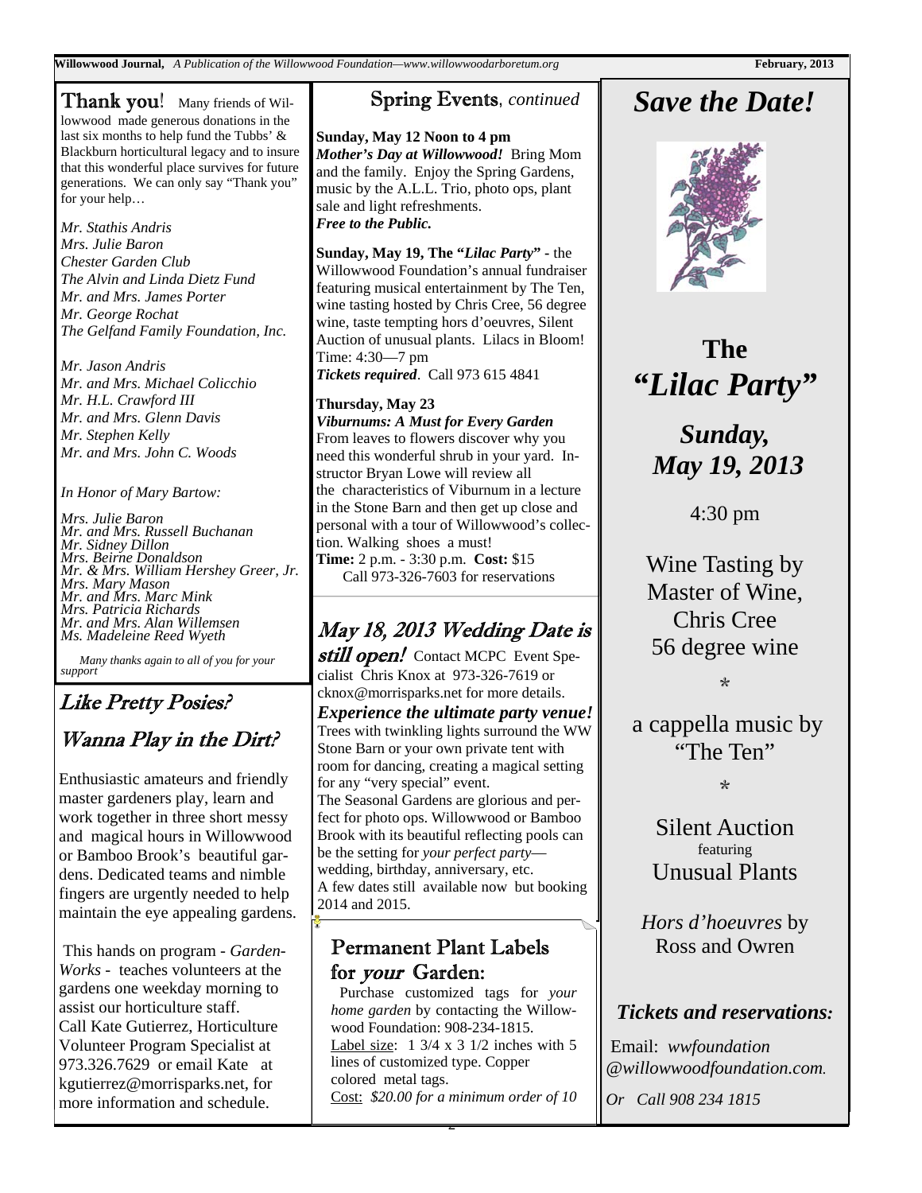## Thank you!

Many friends of Willowwood made generous donations in the last six months to help fund the Tubbs' & Blackburn horticultural legacy and to insure that this wonderful place survives for future generations. We can only say "Thank you" for your help…

*Mr. Stathis Andris*
*Mrs. Julie Baron*
*Chester Garden Club*
*The Alvin and Linda Dietz Fund*
*Mr. and Mrs. James Porter*
*Mr. George Rochat*
*The Gelfand Family Foundation, Inc.*

*Mr. Jason Andris*
*Mr. and Mrs. Michael Colicchio*
*Mr. H.L. Crawford III*
*Mr. and Mrs. Glenn Davis*
*Mr. Stephen Kelly*
*Mr. and Mrs. John C. Woods*

*In Honor of Mary Bartow:*

*Mrs. Julie Baron*
*Mr. and Mrs. Russell Buchanan*
*Mr. Sidney Dillon*
*Mrs. Beirne Donaldson*
*Mr. & Mrs. William Hershey Greer, Jr.*
*Mrs. Mary Mason*
*Mr. and Mrs. Marc Mink*
*Mrs. Patricia Richards*
*Mr. and Mrs. Alan Willemsen*
*Ms. Madeleine Reed Wyeth*

*Many thanks again to all of you for your support*

## Like Pretty Posies?

## Wanna Play in the Dirt?

Enthusiastic amateurs and friendly master gardeners play, learn and work together in three short messy and magical hours in Willowwood or Bamboo Brook's beautiful gardens. Dedicated teams and nimble fingers are urgently needed to help maintain the eye appealing gardens.

This hands on program - *GardenWorks* - teaches volunteers at the gardens one weekday morning to assist our horticulture staff. Call Kate Gutierrez, Horticulture Volunteer Program Specialist at 973.326.7629 or email Kate at kgutierrez@morrisparks.net, for more information and schedule.

## Spring Events, *continued*

**Sunday, May 12 Noon to 4 pm**
***Mother's Day at Willowwood!*** Bring Mom and the family. Enjoy the Spring Gardens, music by the A.L.L. Trio, photo ops, plant sale and light refreshments.
***Free to the Public.***

**Sunday, May 19, The "*Lilac Party*"** - the Willowwood Foundation's annual fundraiser featuring musical entertainment by The Ten, wine tasting hosted by Chris Cree, 56 degree wine, taste tempting hors d'oeuvres, Silent Auction of unusual plants. Lilacs in Bloom!
Time: 4:30—7 pm
***Tickets required***. Call 973 615 4841

**Thursday, May 23**
***Viburnums: A Must for Every Garden***
From leaves to flowers discover why you need this wonderful shrub in your yard. Instructor Bryan Lowe will review all the characteristics of Viburnum in a lecture in the Stone Barn and then get up close and personal with a tour of Willowwood's collection. Walking shoes a must!
**Time:** 2 p.m. - 3:30 p.m. **Cost:** $15
Call 973-326-7603 for reservations

## May 18, 2013 Wedding Date is still open!

Contact MCPC Event Specialist Chris Knox at 973-326-7619 or cknox@morrisparks.net for more details.

***Experience the ultimate party venue!***
Trees with twinkling lights surround the WW Stone Barn or your own private tent with room for dancing, creating a magical setting for any "very special" event.
The Seasonal Gardens are glorious and perfect for photo ops. Willowwood or Bamboo Brook with its beautiful reflecting pools can be the setting for *your perfect party*—wedding, birthday, anniversary, etc.
A few dates still available now but booking 2014 and 2015.

## Permanent Plant Labels for *your* Garden:

Purchase customized tags for *your home garden* by contacting the Willowwood Foundation: 908-234-1815.
Label size: 1 3/4 x 3 1/2 inches with 5 lines of customized type. Copper colored metal tags.
Cost: *$20.00 for a minimum order of 10*

# *Save the Date!*

# The *"Lilac Party"*

## *Sunday, May 19, 2013*

4:30 pm

Wine Tasting by Master of Wine, Chris Cree
56 degree wine

*

a cappella music by "The Ten"

*

Silent Auction
featuring
Unusual Plants

*Hors d'hoeuvres* by Ross and Owren

***Tickets and reservations:***

Email: *wwfoundation @willowwoodfoundation.com.*

*Or Call 908 234 1815*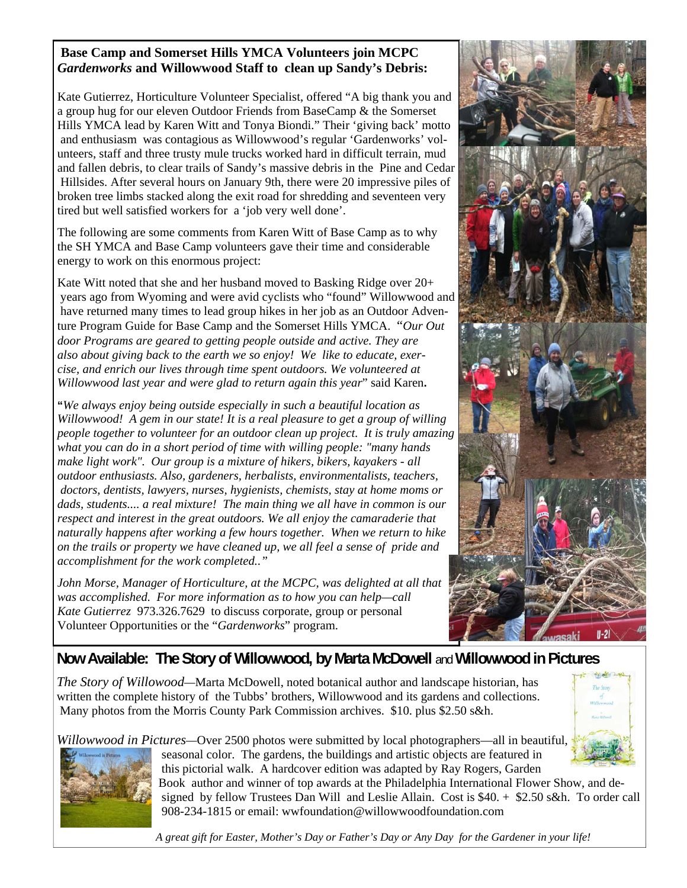## Base Camp and Somerset Hills YMCA Volunteers join MCPC *Gardenworks* and Willowwood Staff to clean up Sandy's Debris:

Kate Gutierrez, Horticulture Volunteer Specialist, offered "A big thank you and a group hug for our eleven Outdoor Friends from BaseCamp & the Somerset Hills YMCA lead by Karen Witt and Tonya Biondi." Their 'giving back' motto and enthusiasm was contagious as Willowwood's regular 'Gardenworks' volunteers, staff and three trusty mule trucks worked hard in difficult terrain, mud and fallen debris, to clear trails of Sandy's massive debris in the Pine and Cedar Hillsides. After several hours on January 9th, there were 20 impressive piles of broken tree limbs stacked along the exit road for shredding and seventeen very tired but well satisfied workers for a 'job very well done'.

The following are some comments from Karen Witt of Base Camp as to why the SH YMCA and Base Camp volunteers gave their time and considerable energy to work on this enormous project:

Kate Witt noted that she and her husband moved to Basking Ridge over 20+ years ago from Wyoming and were avid cyclists who "found" Willowwood and have returned many times to lead group hikes in her job as an Outdoor Adventure Program Guide for Base Camp and the Somerset Hills YMCA. "*Our Out door Programs are geared to getting people outside and active. They are also about giving back to the earth we so enjoy! We like to educate, exercise, and enrich our lives through time spent outdoors. We volunteered at Willowwood last year and were glad to return again this year*" said Karen**.**

**"***We always enjoy being outside especially in such a beautiful location as Willowwood! A gem in our state! It is a real pleasure to get a group of willing people together to volunteer for an outdoor clean up project. It is truly amazing what you can do in a short period of time with willing people: "many hands make light work". Our group is a mixture of hikers, bikers, kayakers - all outdoor enthusiasts. Also, gardeners, herbalists, environmentalists, teachers, doctors, dentists, lawyers, nurses, hygienists, chemists, stay at home moms or dads, students.... a real mixture! The main thing we all have in common is our respect and interest in the great outdoors. We all enjoy the camaraderie that naturally happens after working a few hours together. When we return to hike on the trails or property we have cleaned up, we all feel a sense of pride and accomplishment for the work completed.."*

*John Morse, Manager of Horticulture, at the MCPC, was delighted at all that was accomplished. For more information as to how you can help—call Kate Gutierrez* 973.326.7629 to discuss corporate, group or personal Volunteer Opportunities or the "*Gardenworks*" program.

## Now Available: The Story of Willowwood, by Marta McDowell and Willowwood in Pictures

*The Story of Willowood*—Marta McDowell, noted botanical author and landscape historian, has written the complete history of the Tubbs' brothers, Willowwood and its gardens and collections. Many photos from the Morris County Park Commission archives. $10. plus $2.50 s&h.

*Willowwood in Pictures*—Over 2500 photos were submitted by local photographers—all in beautiful, seasonal color. The gardens, the buildings and artistic objects are featured in this pictorial walk. A hardcover edition was adapted by Ray Rogers, Garden Book author and winner of top awards at the Philadelphia International Flower Show, and designed by fellow Trustees Dan Will and Leslie Allain. Cost is $40. + $2.50 s&h. To order call 908-234-1815 or email: wwfoundation@willowwoodfoundation.com

*A great gift for Easter, Mother's Day or Father's Day or Any Day for the Gardener in your life!*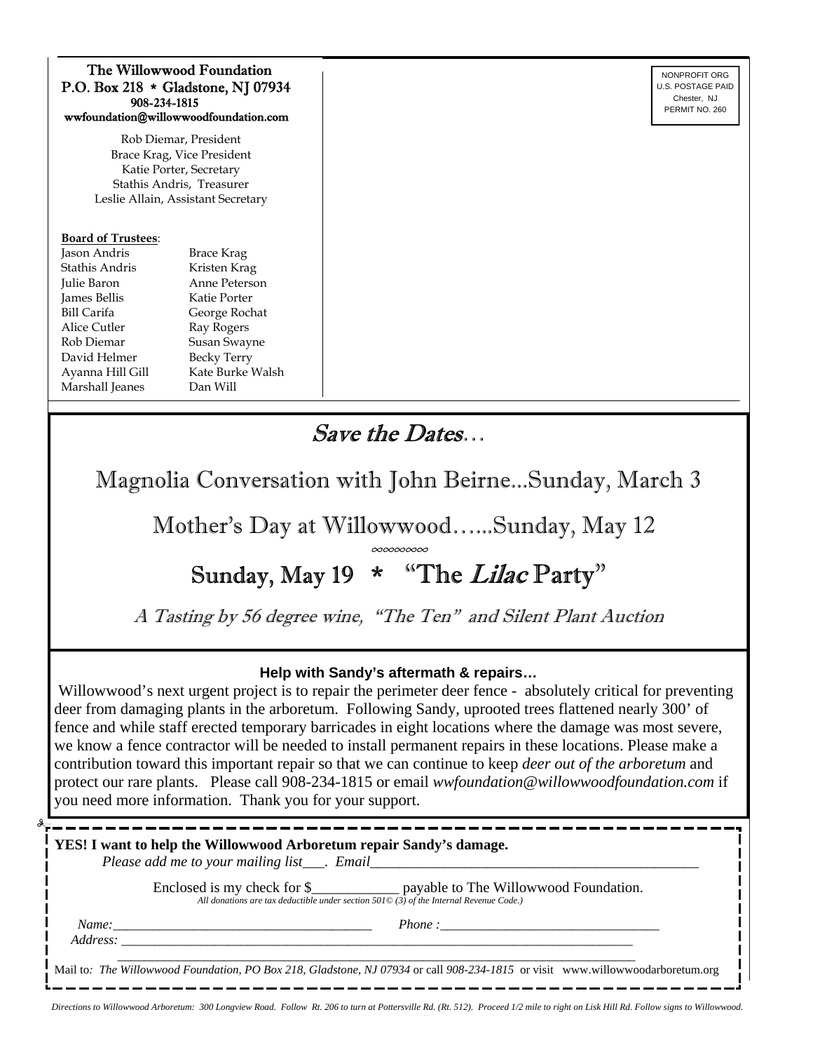**The Willowwood Foundation**
**P.O. Box 218 * Gladstone, NJ 07934**
**908-234-1815**
**wwfoundation@willowwoodfoundation.com**

Rob Diemar, President
Brace Krag, Vice President
Katie Porter, Secretary
Stathis Andris, Treasurer
Leslie Allain, Assistant Secretary

**Board of Trustees**:

| | |
|---|---|
| Jason Andris | Brace Krag |
| Stathis Andris | Kristen Krag |
| Julie Baron | Anne Peterson |
| James Bellis | Katie Porter |
| Bill Carifa | George Rochat |
| Alice Cutler | Ray Rogers |
| Rob Diemar | Susan Swayne |
| David Helmer | Becky Terry |
| Ayanna Hill Gill | Kate Burke Walsh |
| Marshall Jeanes | Dan Will |

NONPROFIT ORG
U.S. POSTAGE PAID
Chester, NJ
PERMIT NO. 260

# *Save the Dates…*

## Magnolia Conversation with John Beirne...Sunday, March 3

## Mother's Day at Willowwood…...Sunday, May 12

## Sunday, May 19 * "The *Lilac* Party"

*A Tasting by 56 degree wine, "The Ten" and Silent Plant Auction*

**Help with Sandy's aftermath & repairs…**

Willowwood's next urgent project is to repair the perimeter deer fence - absolutely critical for preventing deer from damaging plants in the arboretum. Following Sandy, uprooted trees flattened nearly 300' of fence and while staff erected temporary barricades in eight locations where the damage was most severe, we know a fence contractor will be needed to install permanent repairs in these locations. Please make a contribution toward this important repair so that we can continue to keep *deer out of the arboretum* and protect our rare plants. Please call 908-234-1815 or email *wwfoundation@willowwoodfoundation.com* if you need more information. Thank you for your support.

**YES! I want to help the Willowwood Arboretum repair Sandy's damage.**

*Please add me to your mailing list___. Email*_______________________________________________

Enclosed is my check for $____________ payable to The Willowwood Foundation.
*All donations are tax deductible under section 501© (3) of the Internal Revenue Code.)*

*Name:*_____________________________________ *Phone :*________________________________

*Address:* ______________________________________________________________________________

Mail to*: The Willowwood Foundation, PO Box 218, Gladstone, NJ 07934* or call *908-234-1815* or visit www.willowwoodarboretum.org

*Directions to Willowwood Arboretum: 300 Longview Road. Follow Rt. 206 to turn at Pottersville Rd. (Rt. 512). Proceed 1/2 mile to right on Lisk Hill Rd. Follow signs to Willowwood.*